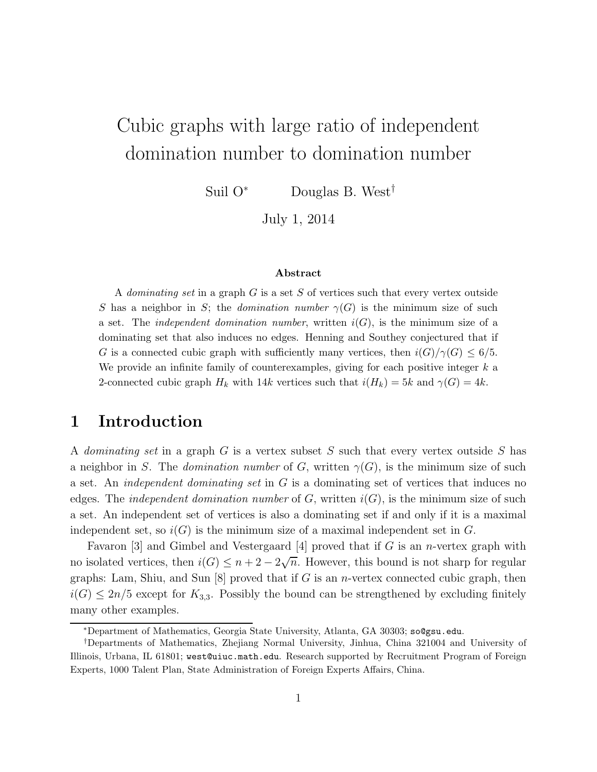# Cubic graphs with large ratio of independent domination number to domination number

Suil O[*] Douglas B. West[†]

July 1, 2014

### Abstract

A *dominating set* in a graph $G$ is a set $S$ of vertices such that every vertex outside $S$ has a neighbor in $S$; the *domination number* $\gamma(G)$ is the minimum size of such a set. The *independent domination number*, written $i(G)$, is the minimum size of a dominating set that also induces no edges. Henning and Southey conjectured that if $G$ is a connected cubic graph with sufficiently many vertices, then $i(G)/\gamma(G) \leq 6/5$. We provide an infinite family of counterexamples, giving for each positive integer $k$ a 2-connected cubic graph $H_k$ with $14k$ vertices such that $i(H_k) = 5k$ and $\gamma(G) = 4k$.

## 1 Introduction

A *dominating set* in a graph $G$ is a vertex subset $S$ such that every vertex outside $S$ has a neighbor in $S$. The *domination number* of $G$, written $\gamma(G)$, is the minimum size of such a set. An *independent dominating set* in $G$ is a dominating set of vertices that induces no edges. The *independent domination number* of $G$, written $i(G)$, is the minimum size of such a set. An independent set of vertices is also a dominating set if and only if it is a maximal independent set, so $i(G)$ is the minimum size of a maximal independent set in $G$.

Favaron [3] and Gimbel and Vestergaard [4] proved that if $G$ is an $n$-vertex graph with no isolated vertices, then $i(G) \leq n + 2 - 2\sqrt{n}$. However, this bound is not sharp for regular graphs: Lam, Shiu, and Sun [8] proved that if $G$ is an $n$-vertex connected cubic graph, then $i(G) \leq 2n/5$ except for $K_{3,3}$. Possibly the bound can be strengthened by excluding finitely many other examples.

[*] Department of Mathematics, Georgia State University, Atlanta, GA 30303; so@gsu.edu.

[†] Departments of Mathematics, Zhejiang Normal University, Jinhua, China 321004 and University of Illinois, Urbana, IL 61801; west@uiuc.math.edu. Research supported by Recruitment Program of Foreign Experts, 1000 Talent Plan, State Administration of Foreign Experts Affairs, China.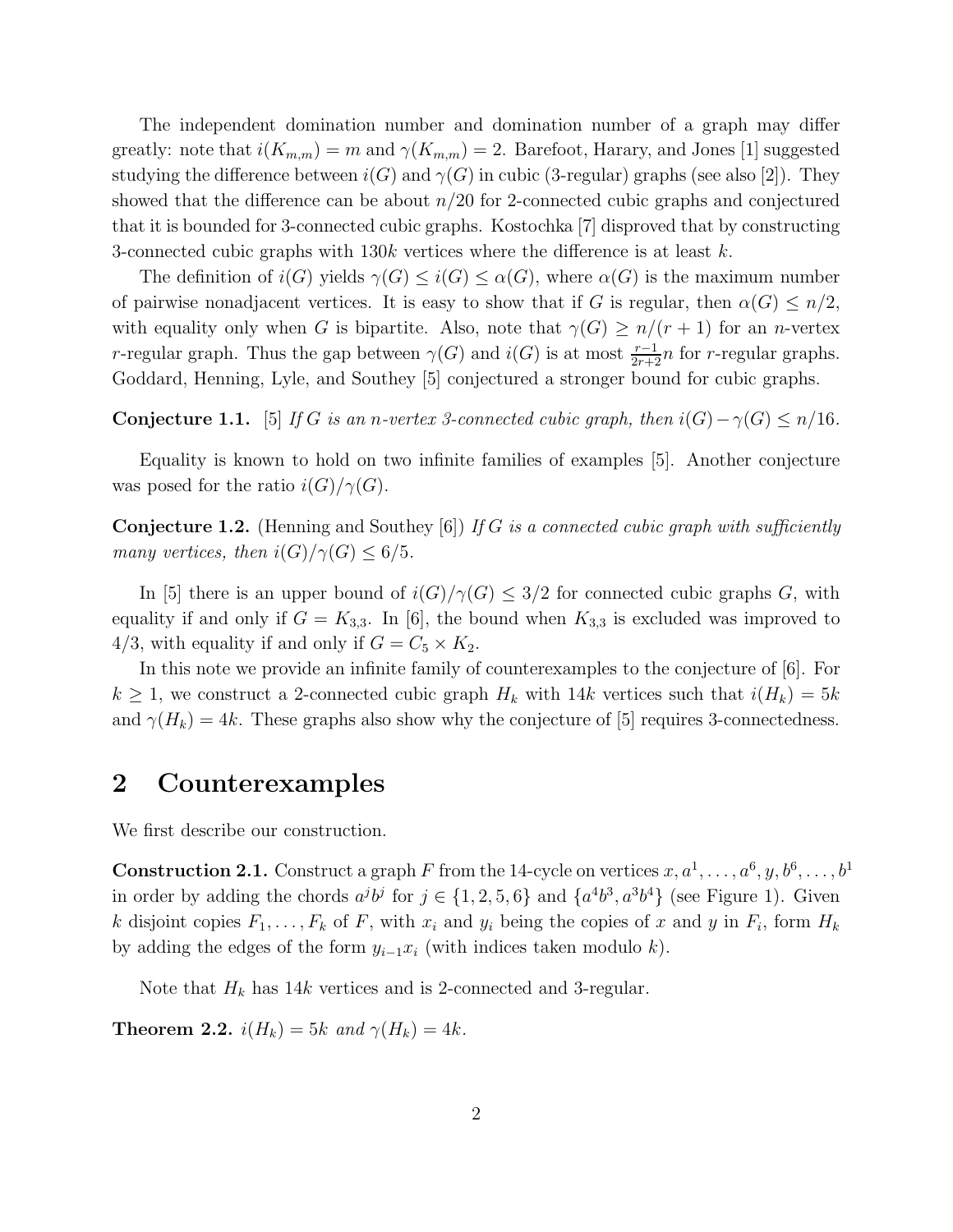The independent domination number and domination number of a graph may differ greatly: note that $i(K_{m,m}) = m$ and $\gamma(K_{m,m}) = 2$. Barefoot, Harary, and Jones [1] suggested studying the difference between $i(G)$ and $\gamma(G)$ in cubic (3-regular) graphs (see also [2]). They showed that the difference can be about $n/20$ for 2-connected cubic graphs and conjectured that it is bounded for 3-connected cubic graphs. Kostochka [7] disproved that by constructing 3-connected cubic graphs with $130k$ vertices where the difference is at least $k$.

The definition of $i(G)$ yields $\gamma(G) \le i(G) \le \alpha(G)$, where $\alpha(G)$ is the maximum number of pairwise nonadjacent vertices. It is easy to show that if $G$ is regular, then $\alpha(G) \le n/2$, with equality only when $G$ is bipartite. Also, note that $\gamma(G) \ge n/(r+1)$ for an $n$-vertex $r$-regular graph. Thus the gap between $\gamma(G)$ and $i(G)$ is at most $\frac{r-1}{2r+2}n$ for $r$-regular graphs. Goddard, Henning, Lyle, and Southey [5] conjectured a stronger bound for cubic graphs.

**Conjecture 1.1.** [5] *If $G$ is an $n$-vertex 3-connected cubic graph, then $i(G) - \gamma(G) \le n/16$.*

Equality is known to hold on two infinite families of examples [5]. Another conjecture was posed for the ratio $i(G)/\gamma(G)$.

**Conjecture 1.2.** (Henning and Southey [6]) *If $G$ is a connected cubic graph with sufficiently many vertices, then $i(G)/\gamma(G) \le 6/5$.*

In [5] there is an upper bound of $i(G)/\gamma(G) \le 3/2$ for connected cubic graphs $G$, with equality if and only if $G = K_{3,3}$. In [6], the bound when $K_{3,3}$ is excluded was improved to $4/3$, with equality if and only if $G = C_5 \times K_2$.

In this note we provide an infinite family of counterexamples to the conjecture of [6]. For $k \ge 1$, we construct a 2-connected cubic graph $H_k$ with $14k$ vertices such that $i(H_k) = 5k$ and $\gamma(H_k) = 4k$. These graphs also show why the conjecture of [5] requires 3-connectedness.

## 2 Counterexamples

We first describe our construction.

**Construction 2.1.** Construct a graph $F$ from the 14-cycle on vertices $x, a^1, \ldots, a^6, y, b^6, \ldots, b^1$ in order by adding the chords $a^j b^j$ for $j \in \{1, 2, 5, 6\}$ and $\{a^4b^3, a^3b^4\}$ (see Figure 1). Given $k$ disjoint copies $F_1, \ldots, F_k$ of $F$, with $x_i$ and $y_i$ being the copies of $x$ and $y$ in $F_i$, form $H_k$ by adding the edges of the form $y_{i-1}x_i$ (with indices taken modulo $k$).

Note that $H_k$ has $14k$ vertices and is 2-connected and 3-regular.

**Theorem 2.2.** *$i(H_k) = 5k$ and $\gamma(H_k) = 4k$.*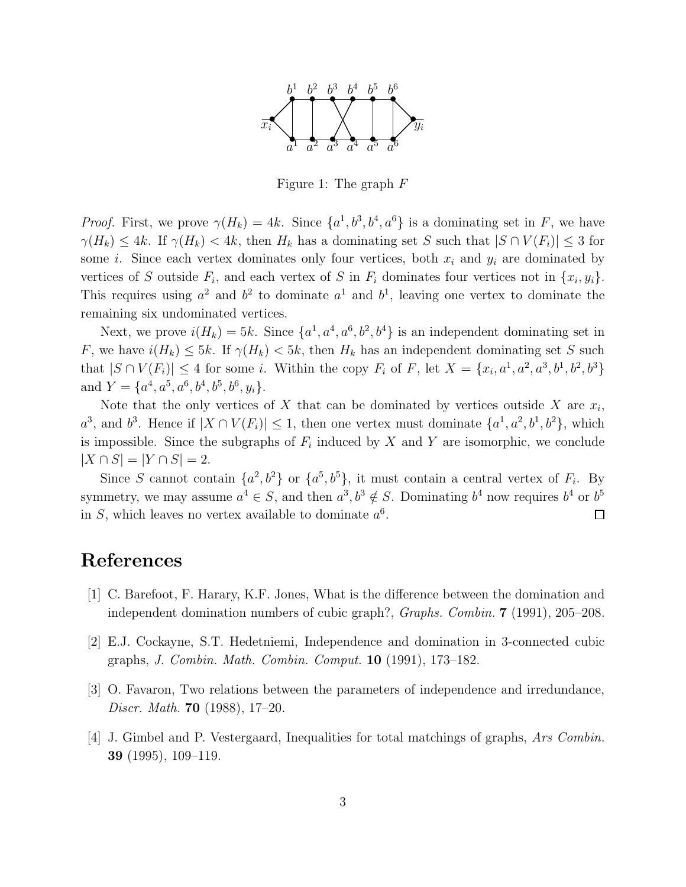Figure 1: The graph $F$

*Proof.* First, we prove $\gamma(H_k) = 4k$. Since $\{a^1, b^3, b^4, a^6\}$ is a dominating set in $F$, we have $\gamma(H_k) \leq 4k$. If $\gamma(H_k) < 4k$, then $H_k$ has a dominating set $S$ such that $|S \cap V(F_i)| \leq 3$ for some $i$. Since each vertex dominates only four vertices, both $x_i$ and $y_i$ are dominated by vertices of $S$ outside $F_i$, and each vertex of $S$ in $F_i$ dominates four vertices not in $\{x_i, y_i\}$. This requires using $a^2$ and $b^2$ to dominate $a^1$ and $b^1$, leaving one vertex to dominate the remaining six undominated vertices.

Next, we prove $i(H_k) = 5k$. Since $\{a^1, a^4, a^6, b^2, b^4\}$ is an independent dominating set in $F$, we have $i(H_k) \leq 5k$. If $\gamma(H_k) < 5k$, then $H_k$ has an independent dominating set $S$ such that $|S \cap V(F_i)| \leq 4$ for some $i$. Within the copy $F_i$ of $F$, let $X = \{x_i, a^1, a^2, a^3, b^1, b^2, b^3\}$ and $Y = \{a^4, a^5, a^6, b^4, b^5, b^6, y_i\}$.

Note that the only vertices of $X$ that can be dominated by vertices outside $X$ are $x_i$, $a^3$, and $b^3$. Hence if $|X \cap V(F_i)| \leq 1$, then one vertex must dominate $\{a^1, a^2, b^1, b^2\}$, which is impossible. Since the subgraphs of $F_i$ induced by $X$ and $Y$ are isomorphic, we conclude $|X \cap S| = |Y \cap S| = 2$.

Since $S$ cannot contain $\{a^2, b^2\}$ or $\{a^5, b^5\}$, it must contain a central vertex of $F_i$. By symmetry, we may assume $a^4 \in S$, and then $a^3, b^3 \notin S$. Dominating $b^4$ now requires $b^4$ or $b^5$ in $S$, which leaves no vertex available to dominate $a^6$. □

# References

[1] C. Barefoot, F. Harary, K.F. Jones, What is the difference between the domination and independent domination numbers of cubic graph?, *Graphs. Combin.* **7** (1991), 205–208.

[2] E.J. Cockayne, S.T. Hedetniemi, Independence and domination in 3-connected cubic graphs, *J. Combin. Math. Combin. Comput.* **10** (1991), 173–182.

[3] O. Favaron, Two relations between the parameters of independence and irredundance, *Discr. Math.* **70** (1988), 17–20.

[4] J. Gimbel and P. Vestergaard, Inequalities for total matchings of graphs, *Ars Combin.* **39** (1995), 109–119.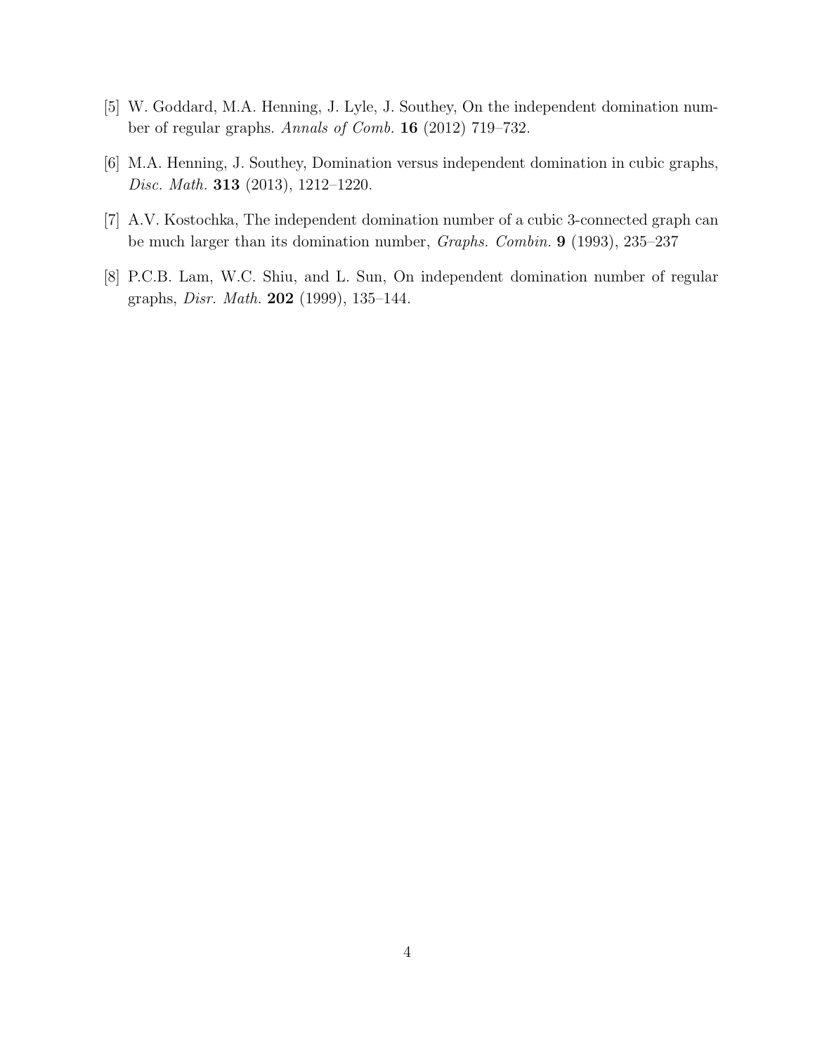[5] W. Goddard, M.A. Henning, J. Lyle, J. Southey, On the independent domination number of regular graphs. *Annals of Comb.* **16** (2012) 719–732.

[6] M.A. Henning, J. Southey, Domination versus independent domination in cubic graphs, *Disc. Math.* **313** (2013), 1212–1220.

[7] A.V. Kostochka, The independent domination number of a cubic 3-connected graph can be much larger than its domination number, *Graphs. Combin.* **9** (1993), 235–237

[8] P.C.B. Lam, W.C. Shiu, and L. Sun, On independent domination number of regular graphs, *Disr. Math.* **202** (1999), 135–144.